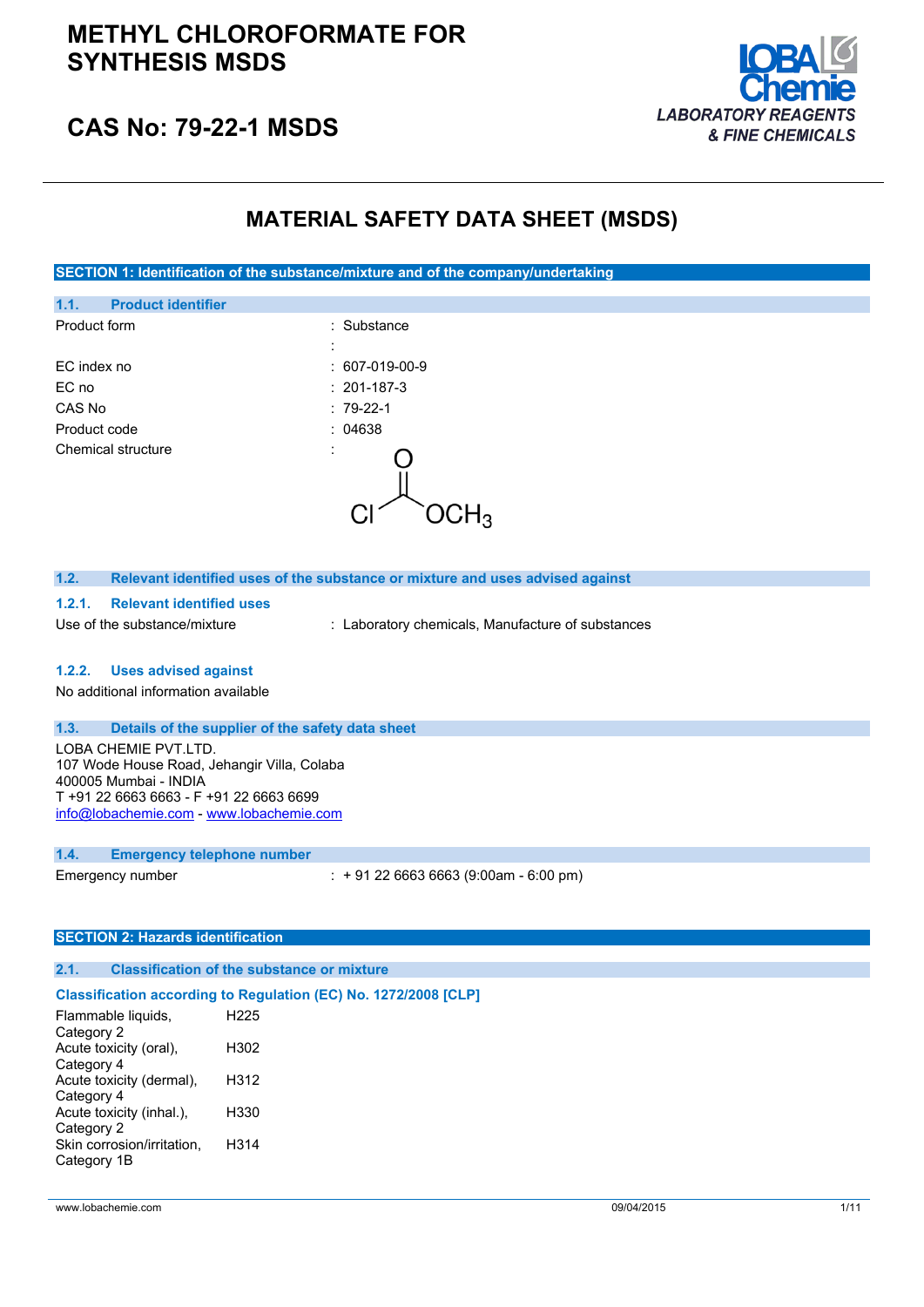# METHYL CHLOROFORMATE FOR SYNTHESIS MSDS

## CAS No: 79-22-1 MSDS

LOBA Chemie
*LABORATORY REAGENTS & FINE CHEMICALS*

# MATERIAL SAFETY DATA SHEET (MSDS)

## SECTION 1: Identification of the substance/mixture and of the company/undertaking

### 1.1. Product identifier

| | |
|---|---|
| Product form | : Substance |
| | : |
| EC index no | : 607-019-00-9 |
| EC no | : 201-187-3 |
| CAS No | : 79-22-1 |
| Product code | : 04638 |
| Chemical structure | : |

### 1.2. Relevant identified uses of the substance or mixture and uses advised against

#### 1.2.1. Relevant identified uses

Use of the substance/mixture : Laboratory chemicals, Manufacture of substances

#### 1.2.2. Uses advised against

No additional information available

### 1.3. Details of the supplier of the safety data sheet

LOBA CHEMIE PVT.LTD.
107 Wode House Road, Jehangir Villa, Colaba
400005 Mumbai - INDIA
T +91 22 6663 6663 - F +91 22 6663 6699
info@lobachemie.com - www.lobachemie.com

### 1.4. Emergency telephone number

Emergency number : + 91 22 6663 6663 (9:00am - 6:00 pm)

## SECTION 2: Hazards identification

### 2.1. Classification of the substance or mixture

**Classification according to Regulation (EC) No. 1272/2008 [CLP]**

| | |
|---|---|
| Flammable liquids, Category 2 | H225 |
| Acute toxicity (oral), Category 4 | H302 |
| Acute toxicity (dermal), Category 4 | H312 |
| Acute toxicity (inhal.), Category 2 | H330 |
| Skin corrosion/irritation, Category 1B | H314 |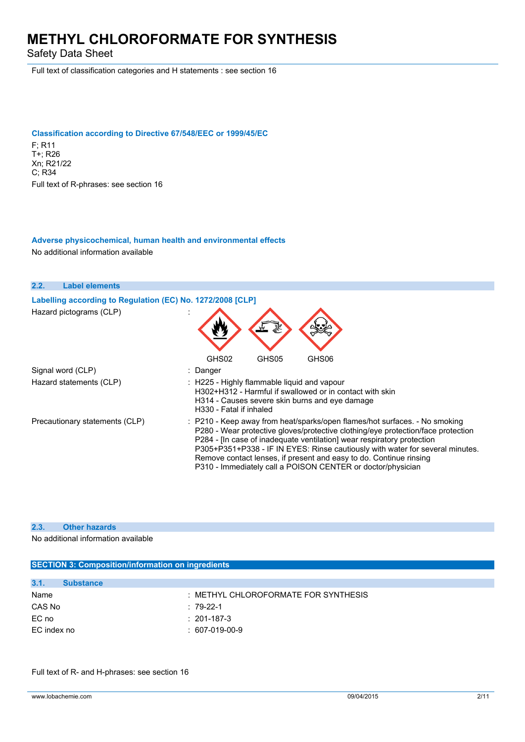Full text of classification categories and H statements : see section 16

### Classification according to Directive 67/548/EEC or 1999/45/EC

F; R11
T+; R26
Xn; R21/22
C; R34

Full text of R-phrases: see section 16

### Adverse physicochemical, human health and environmental effects

No additional information available

## 2.2. Label elements

### Labelling according to Regulation (EC) No. 1272/2008 [CLP]

Hazard pictograms (CLP) :

GHS02 GHS05 GHS06

Signal word (CLP) : Danger

Hazard statements (CLP) :
- H225 - Highly flammable liquid and vapour
- H302+H312 - Harmful if swallowed or in contact with skin
- H314 - Causes severe skin burns and eye damage
- H330 - Fatal if inhaled

Precautionary statements (CLP) :
- P210 - Keep away from heat/sparks/open flames/hot surfaces. - No smoking
- P280 - Wear protective gloves/protective clothing/eye protection/face protection
- P284 - [In case of inadequate ventilation] wear respiratory protection
- P305+P351+P338 - IF IN EYES: Rinse cautiously with water for several minutes. Remove contact lenses, if present and easy to do. Continue rinsing
- P310 - Immediately call a POISON CENTER or doctor/physician

## 2.3. Other hazards

No additional information available

# SECTION 3: Composition/information on ingredients

## 3.1. Substance

| | |
|---|---|
| Name | : METHYL CHLOROFORMATE FOR SYNTHESIS |
| CAS No | : 79-22-1 |
| EC no | : 201-187-3 |
| EC index no | : 607-019-00-9 |

Full text of R- and H-phrases: see section 16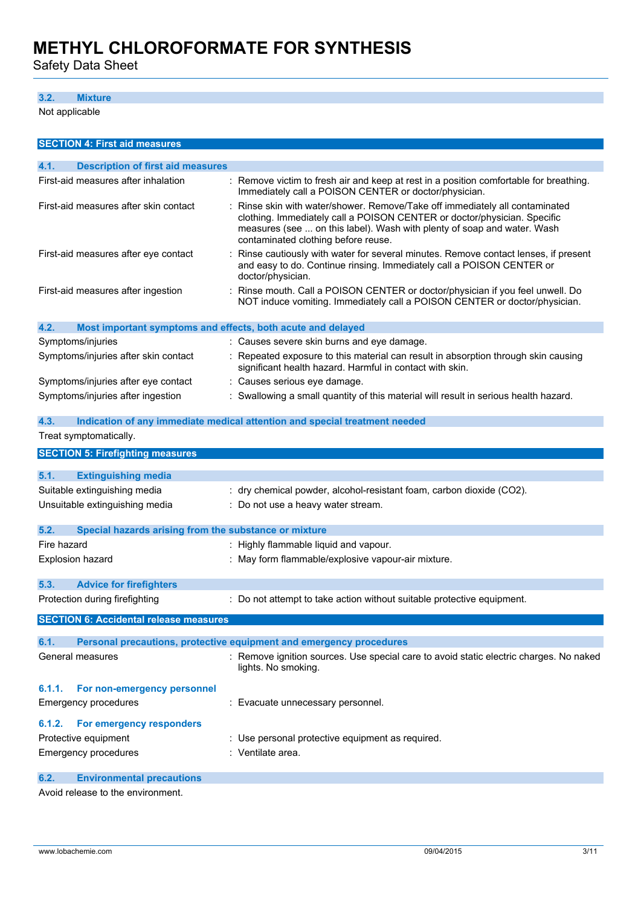### 3.2. Mixture

Not applicable

## SECTION 4: First aid measures

### 4.1. Description of first aid measures

| | |
|---|---|
| First-aid measures after inhalation | : Remove victim to fresh air and keep at rest in a position comfortable for breathing. Immediately call a POISON CENTER or doctor/physician. |
| First-aid measures after skin contact | : Rinse skin with water/shower. Remove/Take off immediately all contaminated clothing. Immediately call a POISON CENTER or doctor/physician. Specific measures (see ... on this label). Wash with plenty of soap and water. Wash contaminated clothing before reuse. |
| First-aid measures after eye contact | : Rinse cautiously with water for several minutes. Remove contact lenses, if present and easy to do. Continue rinsing. Immediately call a POISON CENTER or doctor/physician. |
| First-aid measures after ingestion | : Rinse mouth. Call a POISON CENTER or doctor/physician if you feel unwell. Do NOT induce vomiting. Immediately call a POISON CENTER or doctor/physician. |

### 4.2. Most important symptoms and effects, both acute and delayed

| | |
|---|---|
| Symptoms/injuries | : Causes severe skin burns and eye damage. |
| Symptoms/injuries after skin contact | : Repeated exposure to this material can result in absorption through skin causing significant health hazard. Harmful in contact with skin. |
| Symptoms/injuries after eye contact | : Causes serious eye damage. |
| Symptoms/injuries after ingestion | : Swallowing a small quantity of this material will result in serious health hazard. |

### 4.3. Indication of any immediate medical attention and special treatment needed

Treat symptomatically.

## SECTION 5: Firefighting measures

### 5.1. Extinguishing media

| | |
|---|---|
| Suitable extinguishing media | : dry chemical powder, alcohol-resistant foam, carbon dioxide ($CO_2$). |
| Unsuitable extinguishing media | : Do not use a heavy water stream. |

### 5.2. Special hazards arising from the substance or mixture

| | |
|---|---|
| Fire hazard | : Highly flammable liquid and vapour. |
| Explosion hazard | : May form flammable/explosive vapour-air mixture. |

### 5.3. Advice for firefighters

| | |
|---|---|
| Protection during firefighting | : Do not attempt to take action without suitable protective equipment. |

## SECTION 6: Accidental release measures

### 6.1. Personal precautions, protective equipment and emergency procedures

| | |
|---|---|
| General measures | : Remove ignition sources. Use special care to avoid static electric charges. No naked lights. No smoking. |

#### 6.1.1. For non-emergency personnel

| | |
|---|---|
| Emergency procedures | : Evacuate unnecessary personnel. |

#### 6.1.2. For emergency responders

| | |
|---|---|
| Protective equipment | : Use personal protective equipment as required. |
| Emergency procedures | : Ventilate area. |

### 6.2. Environmental precautions

Avoid release to the environment.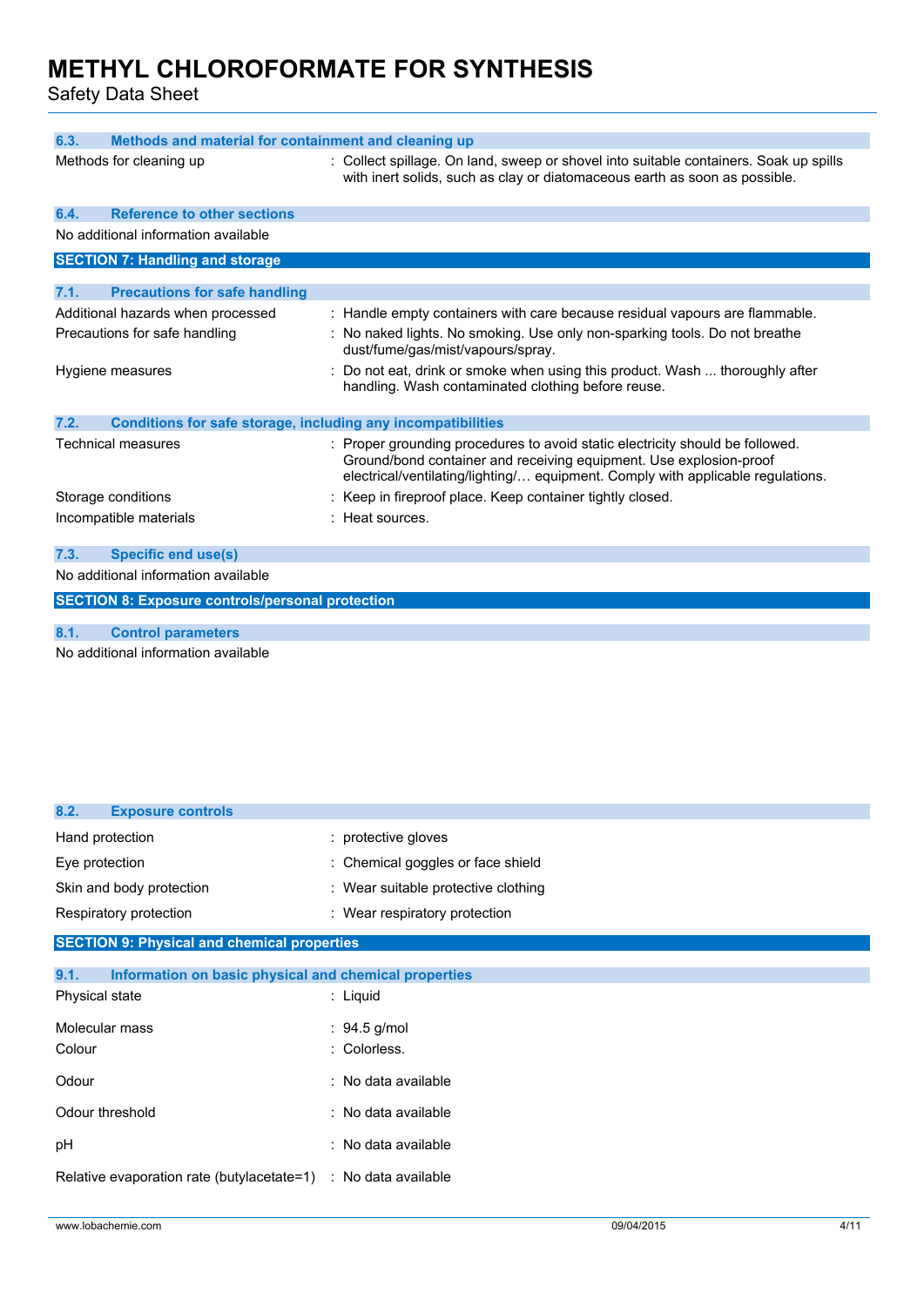### 6.3. Methods and material for containment and cleaning up

| | |
|---|---|
| Methods for cleaning up | : Collect spillage. On land, sweep or shovel into suitable containers. Soak up spills with inert solids, such as clay or diatomaceous earth as soon as possible. |

### 6.4. Reference to other sections

No additional information available

## SECTION 7: Handling and storage

### 7.1. Precautions for safe handling

| | |
|---|---|
| Additional hazards when processed | : Handle empty containers with care because residual vapours are flammable. |
| Precautions for safe handling | : No naked lights. No smoking. Use only non-sparking tools. Do not breathe dust/fume/gas/mist/vapours/spray. |
| Hygiene measures | : Do not eat, drink or smoke when using this product. Wash ... thoroughly after handling. Wash contaminated clothing before reuse. |

### 7.2. Conditions for safe storage, including any incompatibilities

| | |
|---|---|
| Technical measures | : Proper grounding procedures to avoid static electricity should be followed. Ground/bond container and receiving equipment. Use explosion-proof electrical/ventilating/lighting/… equipment. Comply with applicable regulations. |
| Storage conditions | : Keep in fireproof place. Keep container tightly closed. |
| Incompatible materials | : Heat sources. |

### 7.3. Specific end use(s)

No additional information available

## SECTION 8: Exposure controls/personal protection

### 8.1. Control parameters

No additional information available

### 8.2. Exposure controls

| | |
|---|---|
| Hand protection | : protective gloves |
| Eye protection | : Chemical goggles or face shield |
| Skin and body protection | : Wear suitable protective clothing |
| Respiratory protection | : Wear respiratory protection |

## SECTION 9: Physical and chemical properties

### 9.1. Information on basic physical and chemical properties

| | |
|---|---|
| Physical state | : Liquid |
| Molecular mass | : 94.5 g/mol |
| Colour | : Colorless. |
| Odour | : No data available |
| Odour threshold | : No data available |
| pH | : No data available |
| Relative evaporation rate (butylacetate=1) | : No data available |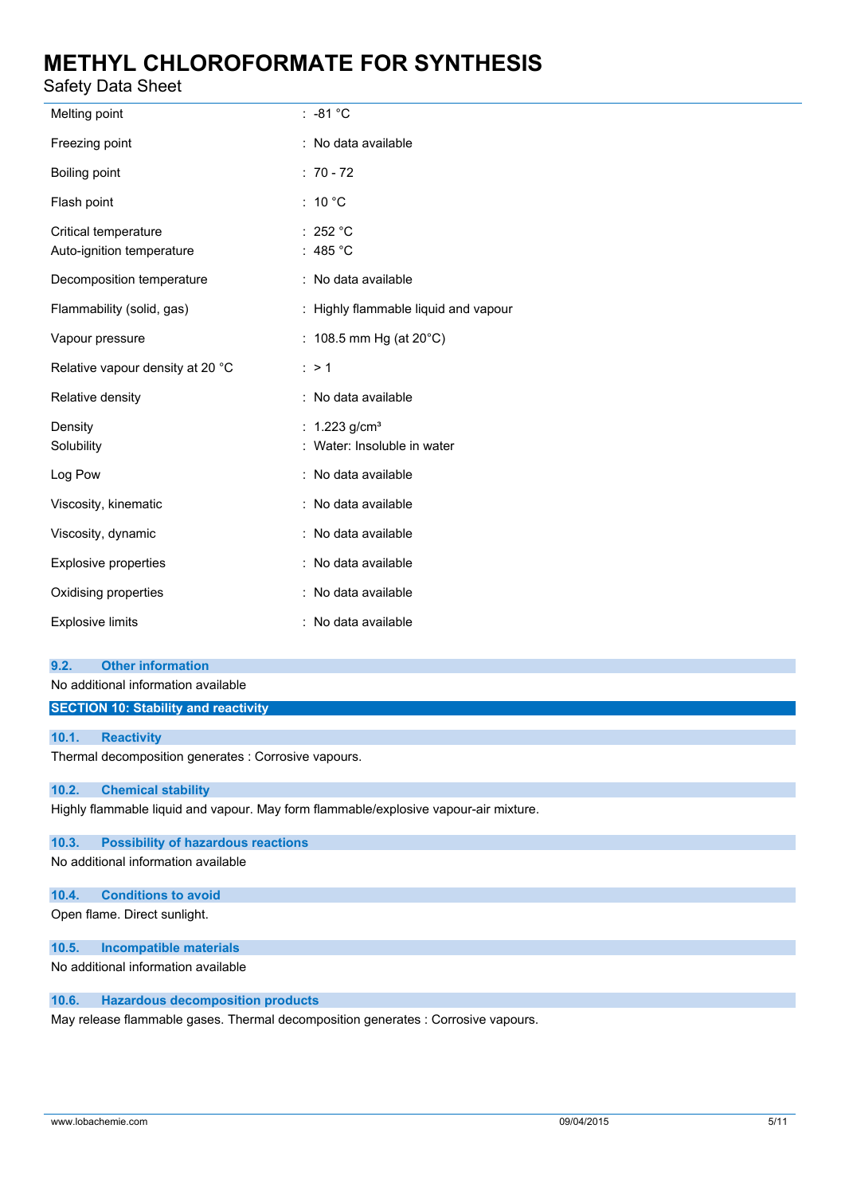| | |
|---|---|
| Melting point | : -81 °C |
| Freezing point | : No data available |
| Boiling point | : 70 - 72 |
| Flash point | : 10 °C |
| Critical temperature | : 252 °C |
| Auto-ignition temperature | : 485 °C |
| Decomposition temperature | : No data available |
| Flammability (solid, gas) | : Highly flammable liquid and vapour |
| Vapour pressure | : 108.5 mm Hg (at 20°C) |
| Relative vapour density at 20 °C | : > 1 |
| Relative density | : No data available |
| Density | : 1.223 g/cm³ |
| Solubility | : Water: Insoluble in water |
| Log Pow | : No data available |
| Viscosity, kinematic | : No data available |
| Viscosity, dynamic | : No data available |
| Explosive properties | : No data available |
| Oxidising properties | : No data available |
| Explosive limits | : No data available |

### 9.2. Other information

No additional information available

## SECTION 10: Stability and reactivity

### 10.1. Reactivity

Thermal decomposition generates : Corrosive vapours.

### 10.2. Chemical stability

Highly flammable liquid and vapour. May form flammable/explosive vapour-air mixture.

### 10.3. Possibility of hazardous reactions

No additional information available

### 10.4. Conditions to avoid

Open flame. Direct sunlight.

### 10.5. Incompatible materials

No additional information available

### 10.6. Hazardous decomposition products

May release flammable gases. Thermal decomposition generates : Corrosive vapours.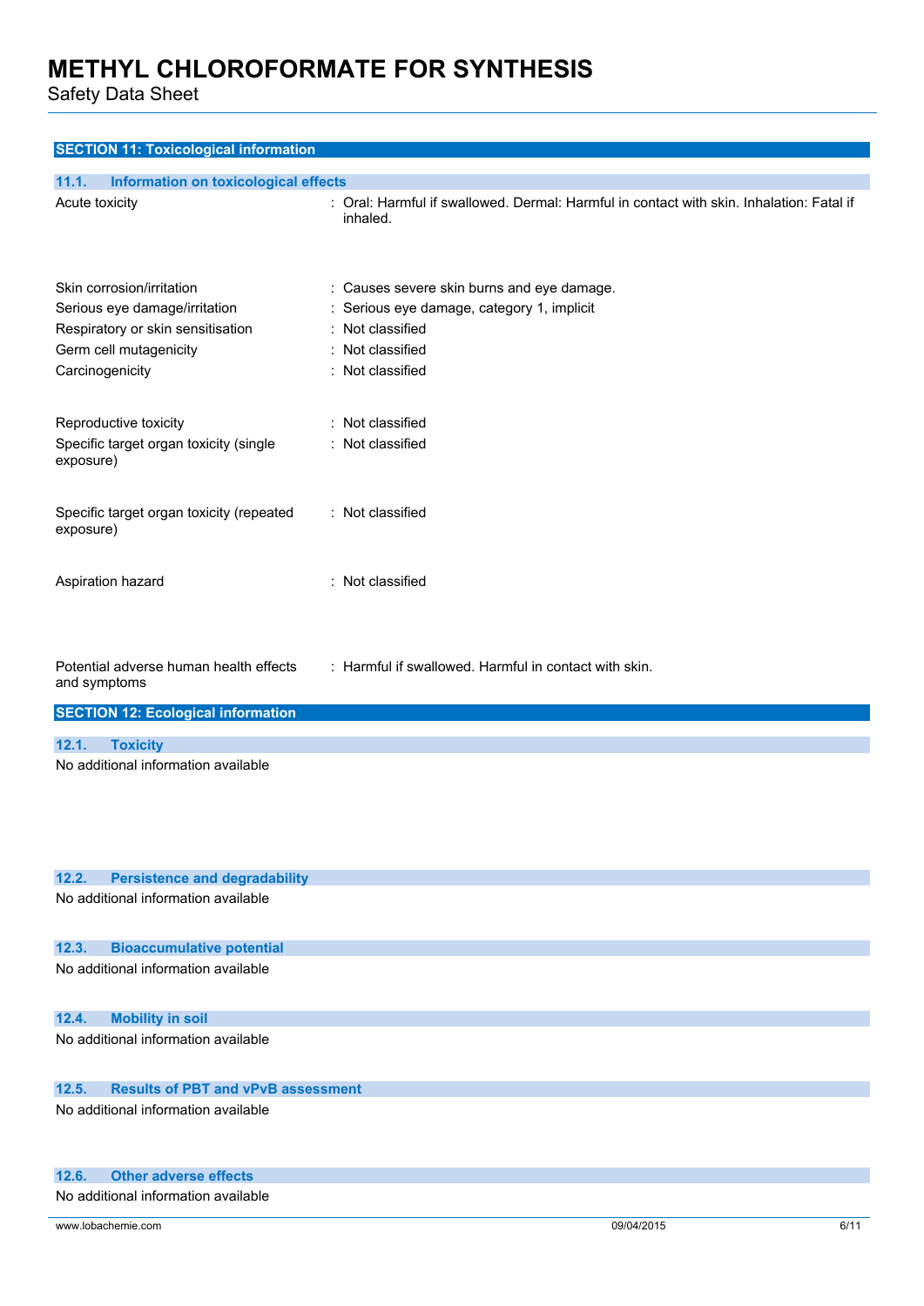## SECTION 11: Toxicological information

### 11.1. Information on toxicological effects

| | |
|---|---|
| Acute toxicity | : Oral: Harmful if swallowed. Dermal: Harmful in contact with skin. Inhalation: Fatal if inhaled. |
| Skin corrosion/irritation | : Causes severe skin burns and eye damage. |
| Serious eye damage/irritation | : Serious eye damage, category 1, implicit |
| Respiratory or skin sensitisation | : Not classified |
| Germ cell mutagenicity | : Not classified |
| Carcinogenicity | : Not classified |
| Reproductive toxicity | : Not classified |
| Specific target organ toxicity (single exposure) | : Not classified |
| Specific target organ toxicity (repeated exposure) | : Not classified |
| Aspiration hazard | : Not classified |
| Potential adverse human health effects and symptoms | : Harmful if swallowed. Harmful in contact with skin. |

## SECTION 12: Ecological information

### 12.1. Toxicity

No additional information available

### 12.2. Persistence and degradability

No additional information available

### 12.3. Bioaccumulative potential

No additional information available

### 12.4. Mobility in soil

No additional information available

### 12.5. Results of PBT and vPvB assessment

No additional information available

### 12.6. Other adverse effects

No additional information available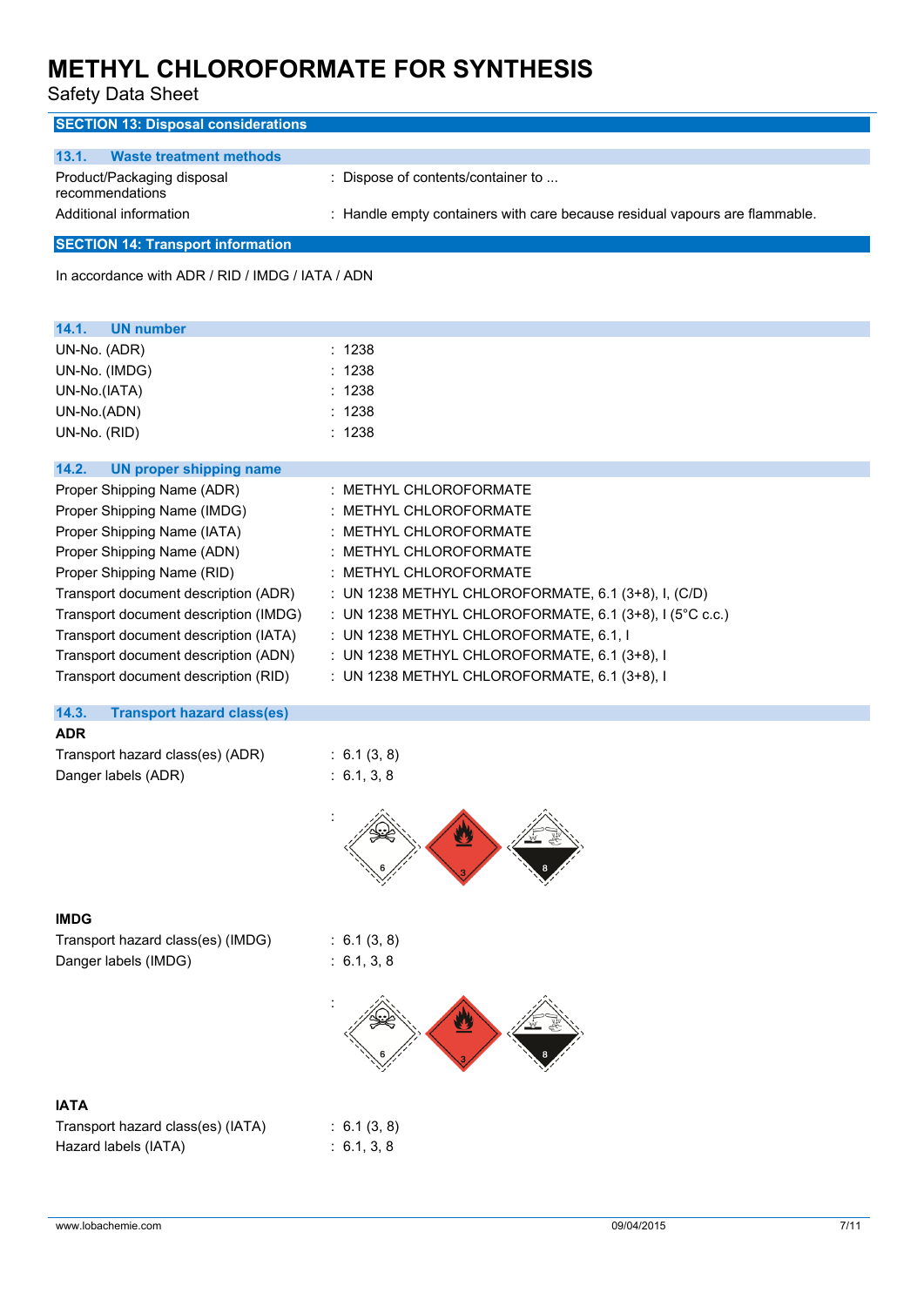## SECTION 13: Disposal considerations

### 13.1. Waste treatment methods

| | |
|---|---|
| Product/Packaging disposal recommendations | : Dispose of contents/container to ... |
| Additional information | : Handle empty containers with care because residual vapours are flammable. |

## SECTION 14: Transport information

In accordance with ADR / RID / IMDG / IATA / ADN

### 14.1. UN number

| | |
|---|---|
| UN-No. (ADR) | : 1238 |
| UN-No. (IMDG) | : 1238 |
| UN-No.(IATA) | : 1238 |
| UN-No.(ADN) | : 1238 |
| UN-No. (RID) | : 1238 |

### 14.2. UN proper shipping name

| | |
|---|---|
| Proper Shipping Name (ADR) | : METHYL CHLOROFORMATE |
| Proper Shipping Name (IMDG) | : METHYL CHLOROFORMATE |
| Proper Shipping Name (IATA) | : METHYL CHLOROFORMATE |
| Proper Shipping Name (ADN) | : METHYL CHLOROFORMATE |
| Proper Shipping Name (RID) | : METHYL CHLOROFORMATE |
| Transport document description (ADR) | : UN 1238 METHYL CHLOROFORMATE, 6.1 (3+8), I, (C/D) |
| Transport document description (IMDG) | : UN 1238 METHYL CHLOROFORMATE, 6.1 (3+8), I (5°C c.c.) |
| Transport document description (IATA) | : UN 1238 METHYL CHLOROFORMATE, 6.1, I |
| Transport document description (ADN) | : UN 1238 METHYL CHLOROFORMATE, 6.1 (3+8), I |
| Transport document description (RID) | : UN 1238 METHYL CHLOROFORMATE, 6.1 (3+8), I |

### 14.3. Transport hazard class(es)

**ADR**

| | |
|---|---|
| Transport hazard class(es) (ADR) | : 6.1 (3, 8) |
| Danger labels (ADR) | : 6.1, 3, 8 |

:

**IMDG**

| | |
|---|---|
| Transport hazard class(es) (IMDG) | : 6.1 (3, 8) |
| Danger labels (IMDG) | : 6.1, 3, 8 |

:

**IATA**

| | |
|---|---|
| Transport hazard class(es) (IATA) | : 6.1 (3, 8) |
| Hazard labels (IATA) | : 6.1, 3, 8 |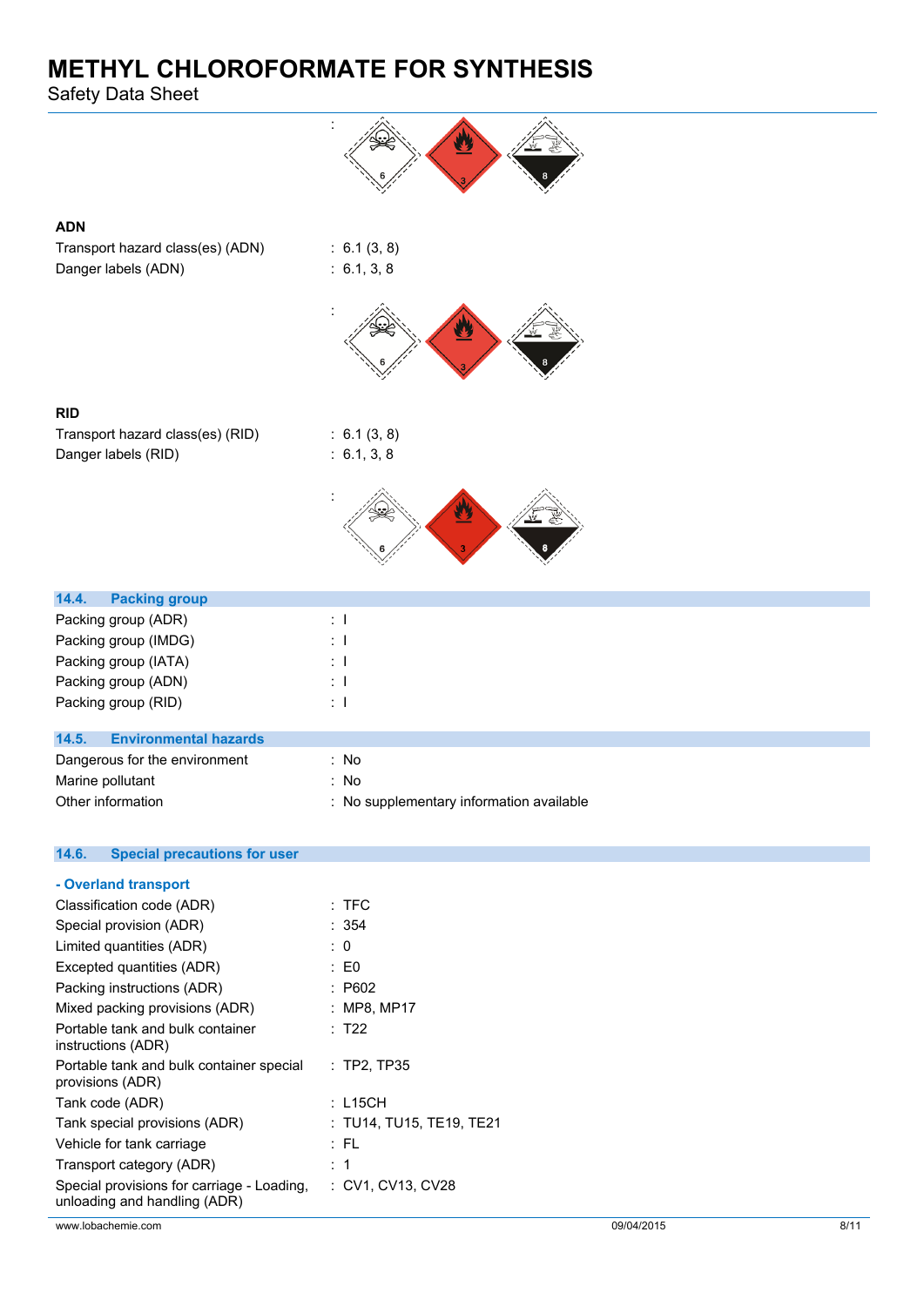:

**ADN**

Transport hazard class(es) (ADN) : 6.1 (3, 8)

Danger labels (ADN) : 6.1, 3, 8

:

**RID**

Transport hazard class(es) (RID) : 6.1 (3, 8)

Danger labels (RID) : 6.1, 3, 8

:

## 14.4. Packing group

| | |
|---|---|
| Packing group (ADR) | : I |
| Packing group (IMDG) | : I |
| Packing group (IATA) | : I |
| Packing group (ADN) | : I |
| Packing group (RID) | : I |

## 14.5. Environmental hazards

| | |
|---|---|
| Dangerous for the environment | : No |
| Marine pollutant | : No |
| Other information | : No supplementary information available |

## 14.6. Special precautions for user

### - Overland transport

| | |
|---|---|
| Classification code (ADR) | : TFC |
| Special provision (ADR) | : 354 |
| Limited quantities (ADR) | : 0 |
| Excepted quantities (ADR) | : E0 |
| Packing instructions (ADR) | : P602 |
| Mixed packing provisions (ADR) | : MP8, MP17 |
| Portable tank and bulk container instructions (ADR) | : T22 |
| Portable tank and bulk container special provisions (ADR) | : TP2, TP35 |
| Tank code (ADR) | : L15CH |
| Tank special provisions (ADR) | : TU14, TU15, TE19, TE21 |
| Vehicle for tank carriage | : FL |
| Transport category (ADR) | : 1 |
| Special provisions for carriage - Loading, unloading and handling (ADR) | : CV1, CV13, CV28 |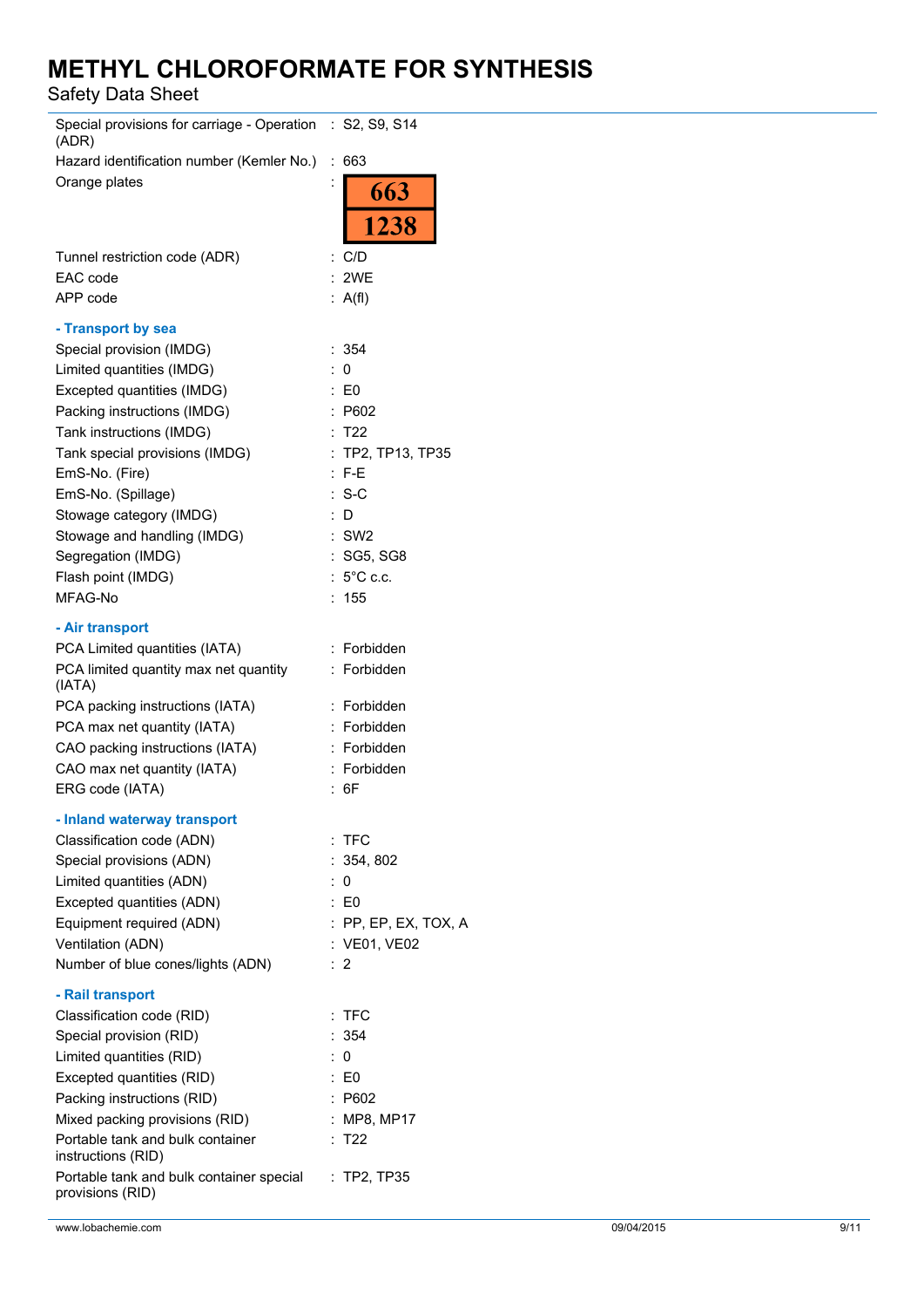| | |
|---|---|
| Special provisions for carriage - Operation (ADR) | : S2, S9, S14 |
| Hazard identification number (Kemler No.) | : 663 |
| Orange plates | : 663 / 1238 |
| Tunnel restriction code (ADR) | : C/D |
| EAC code | : 2WE |
| APP code | : A(fl) |

**- Transport by sea**

| | |
|---|---|
| Special provision (IMDG) | : 354 |
| Limited quantities (IMDG) | : 0 |
| Excepted quantities (IMDG) | : E0 |
| Packing instructions (IMDG) | : P602 |
| Tank instructions (IMDG) | : T22 |
| Tank special provisions (IMDG) | : TP2, TP13, TP35 |
| EmS-No. (Fire) | : F-E |
| EmS-No. (Spillage) | : S-C |
| Stowage category (IMDG) | : D |
| Stowage and handling (IMDG) | : SW2 |
| Segregation (IMDG) | : SG5, SG8 |
| Flash point (IMDG) | : 5°C c.c. |
| MFAG-No | : 155 |

**- Air transport**

| | |
|---|---|
| PCA Limited quantities (IATA) | : Forbidden |
| PCA limited quantity max net quantity (IATA) | : Forbidden |
| PCA packing instructions (IATA) | : Forbidden |
| PCA max net quantity (IATA) | : Forbidden |
| CAO packing instructions (IATA) | : Forbidden |
| CAO max net quantity (IATA) | : Forbidden |
| ERG code (IATA) | : 6F |

**- Inland waterway transport**

| | |
|---|---|
| Classification code (ADN) | : TFC |
| Special provisions (ADN) | : 354, 802 |
| Limited quantities (ADN) | : 0 |
| Excepted quantities (ADN) | : E0 |
| Equipment required (ADN) | : PP, EP, EX, TOX, A |
| Ventilation (ADN) | : VE01, VE02 |
| Number of blue cones/lights (ADN) | : 2 |

**- Rail transport**

| | |
|---|---|
| Classification code (RID) | : TFC |
| Special provision (RID) | : 354 |
| Limited quantities (RID) | : 0 |
| Excepted quantities (RID) | : E0 |
| Packing instructions (RID) | : P602 |
| Mixed packing provisions (RID) | : MP8, MP17 |
| Portable tank and bulk container instructions (RID) | : T22 |
| Portable tank and bulk container special provisions (RID) | : TP2, TP35 |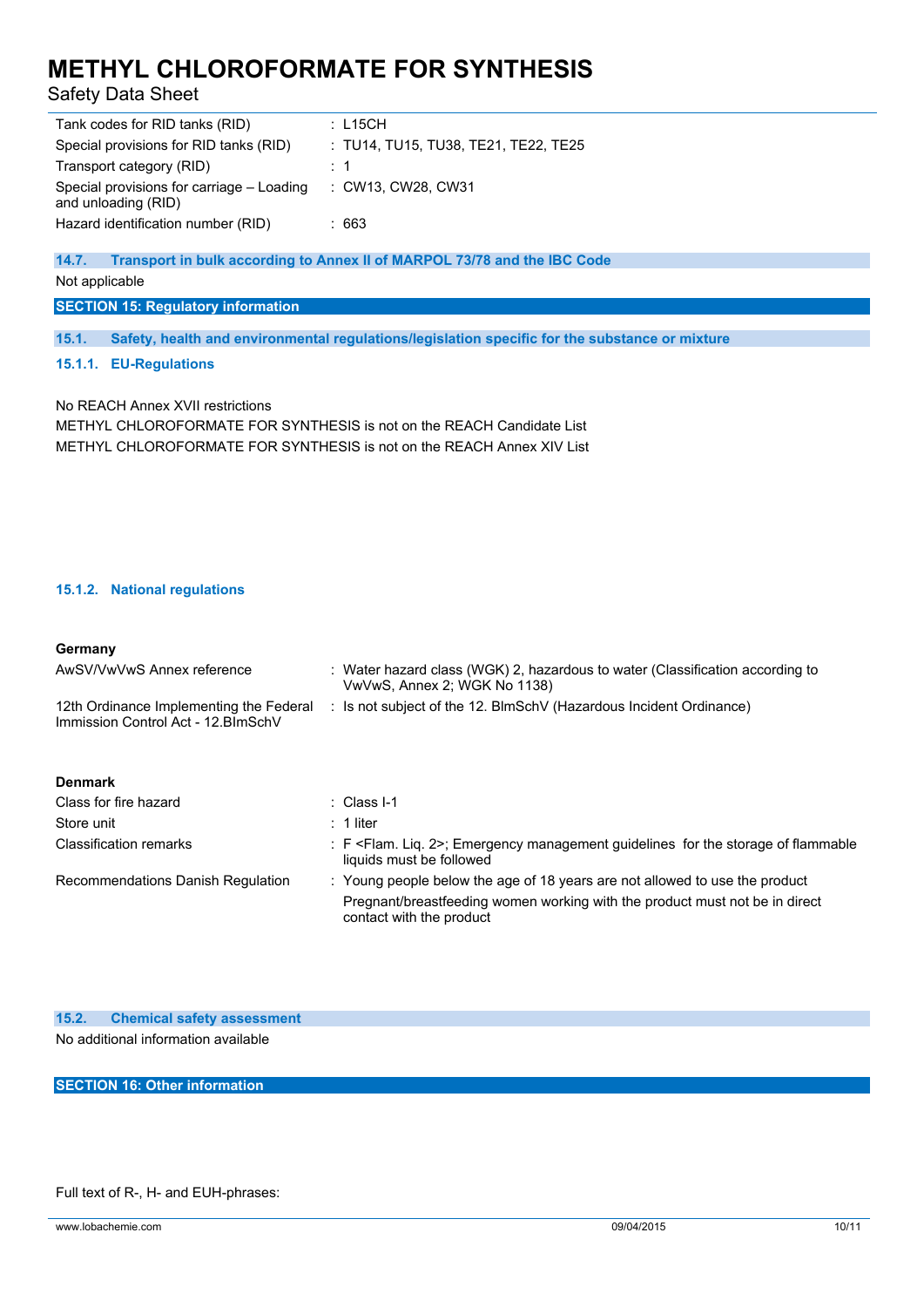| | |
|---|---|
| Tank codes for RID tanks (RID) | : L15CH |
| Special provisions for RID tanks (RID) | : TU14, TU15, TU38, TE21, TE22, TE25 |
| Transport category (RID) | : 1 |
| Special provisions for carriage – Loading and unloading (RID) | : CW13, CW28, CW31 |
| Hazard identification number (RID) | : 663 |

### 14.7. Transport in bulk according to Annex II of MARPOL 73/78 and the IBC Code

Not applicable

## SECTION 15: Regulatory information

### 15.1. Safety, health and environmental regulations/legislation specific for the substance or mixture

#### 15.1.1. EU-Regulations

No REACH Annex XVII restrictions

METHYL CHLOROFORMATE FOR SYNTHESIS is not on the REACH Candidate List

METHYL CHLOROFORMATE FOR SYNTHESIS is not on the REACH Annex XIV List

#### 15.1.2. National regulations

**Germany**

| | |
|---|---|
| AwSV/VwVwS Annex reference | : Water hazard class (WGK) 2, hazardous to water (Classification according to VwVwS, Annex 2; WGK No 1138) |
| 12th Ordinance Implementing the Federal Immission Control Act - 12.BImSchV | : Is not subject of the 12. BlmSchV (Hazardous Incident Ordinance) |

**Denmark**

| | |
|---|---|
| Class for fire hazard | : Class I-1 |
| Store unit | : 1 liter |
| Classification remarks | : F <Flam. Liq. 2>; Emergency management guidelines for the storage of flammable liquids must be followed |
| Recommendations Danish Regulation | : Young people below the age of 18 years are not allowed to use the product<br>Pregnant/breastfeeding women working with the product must not be in direct contact with the product |

### 15.2. Chemical safety assessment

No additional information available

## SECTION 16: Other information

Full text of R-, H- and EUH-phrases: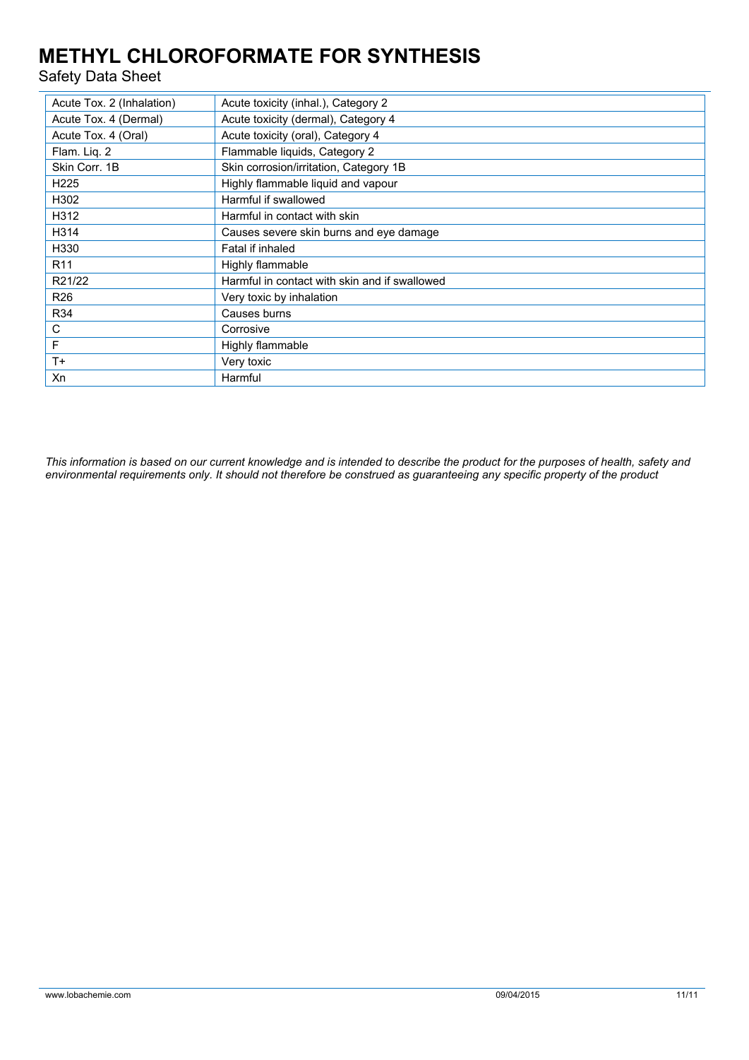| | |
|---|---|
| Acute Tox. 2 (Inhalation) | Acute toxicity (inhal.), Category 2 |
| Acute Tox. 4 (Dermal) | Acute toxicity (dermal), Category 4 |
| Acute Tox. 4 (Oral) | Acute toxicity (oral), Category 4 |
| Flam. Liq. 2 | Flammable liquids, Category 2 |
| Skin Corr. 1B | Skin corrosion/irritation, Category 1B |
| H225 | Highly flammable liquid and vapour |
| H302 | Harmful if swallowed |
| H312 | Harmful in contact with skin |
| H314 | Causes severe skin burns and eye damage |
| H330 | Fatal if inhaled |
| R11 | Highly flammable |
| R21/22 | Harmful in contact with skin and if swallowed |
| R26 | Very toxic by inhalation |
| R34 | Causes burns |
| C | Corrosive |
| F | Highly flammable |
| T+ | Very toxic |
| Xn | Harmful |

*This information is based on our current knowledge and is intended to describe the product for the purposes of health, safety and environmental requirements only. It should not therefore be construed as guaranteeing any specific property of the product*